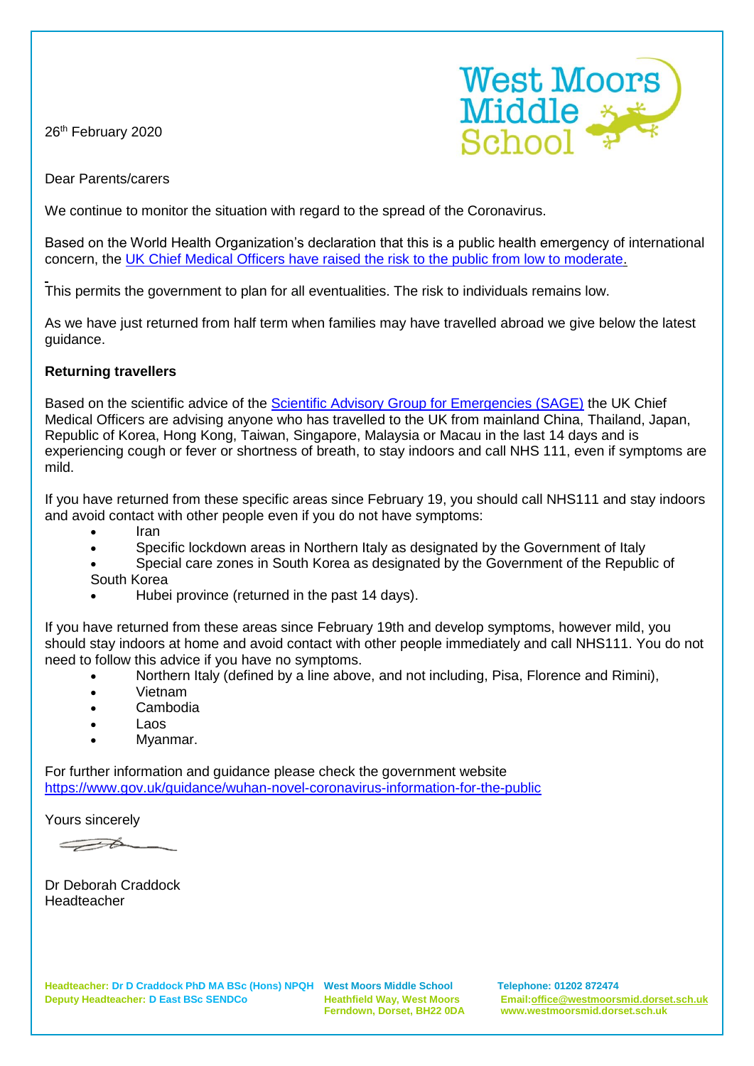West Moors Middle School

26th February 2020

Dear Parents/carers

We continue to monitor the situation with regard to the spread of the Coronavirus.

Based on the World Health Organization's declaration that this is a public health emergency of international concern, the UK Chief Medical Officers have raised the risk to the public from low to moderate.

This permits the government to plan for all eventualities. The risk to individuals remains low.

As we have just returned from half term when families may have travelled abroad we give below the latest guidance.

**Returning travellers**

Based on the scientific advice of the Scientific Advisory Group for Emergencies (SAGE) the UK Chief Medical Officers are advising anyone who has travelled to the UK from mainland China, Thailand, Japan, Republic of Korea, Hong Kong, Taiwan, Singapore, Malaysia or Macau in the last 14 days and is experiencing cough or fever or shortness of breath, to stay indoors and call NHS 111, even if symptoms are mild.

If you have returned from these specific areas since February 19, you should call NHS111 and stay indoors and avoid contact with other people even if you do not have symptoms:

- Iran
- Specific lockdown areas in Northern Italy as designated by the Government of Italy
- Special care zones in South Korea as designated by the Government of the Republic of South Korea
- Hubei province (returned in the past 14 days).

If you have returned from these areas since February 19th and develop symptoms, however mild, you should stay indoors at home and avoid contact with other people immediately and call NHS111. You do not need to follow this advice if you have no symptoms.

- Northern Italy (defined by a line above, and not including, Pisa, Florence and Rimini),
- Vietnam
- Cambodia
- Laos
- Myanmar.

For further information and guidance please check the government website https://www.gov.uk/guidance/wuhan-novel-coronavirus-information-for-the-public

Yours sincerely

Dr Deborah Craddock
Headteacher

**Headteacher: Dr D Craddock PhD MA BSc (Hons) NPQH**
**Deputy Headteacher: D East BSc SENDCo**

**West Moors Middle School**
**Heathfield Way, West Moors**
**Ferndown, Dorset, BH22 0DA**

**Telephone: 01202 872474**
**Email: office@westmoorsmid.dorset.sch.uk**
**www.westmoorsmid.dorset.sch.uk**